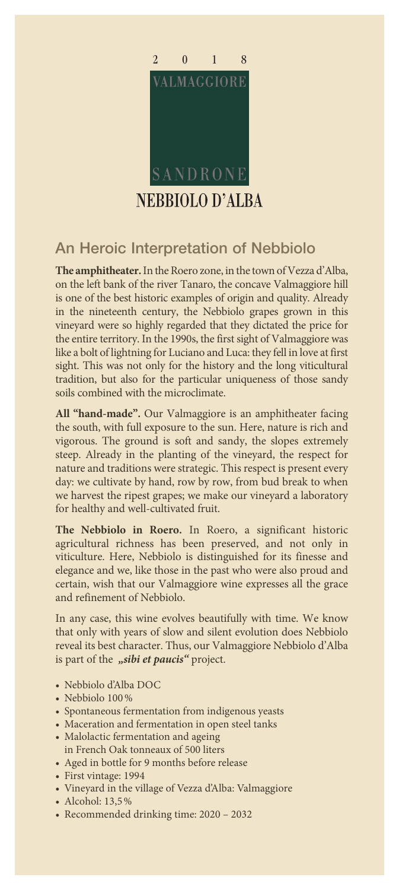2 0 1 8

VALMAGGIORE

SANDRONE

NEBBIOLO D'ALBA

## An Heroic Interpretation of Nebbiolo

**The amphitheater.** In the Roero zone, in the town of Vezza d'Alba, on the left bank of the river Tanaro, the concave Valmaggiore hill is one of the best historic examples of origin and quality. Already in the nineteenth century, the Nebbiolo grapes grown in this vineyard were so highly regarded that they dictated the price for the entire territory. In the 1990s, the first sight of Valmaggiore was like a bolt of lightning for Luciano and Luca: they fell in love at first sight. This was not only for the history and the long viticultural tradition, but also for the particular uniqueness of those sandy soils combined with the microclimate.

**All "hand-made".** Our Valmaggiore is an amphitheater facing the south, with full exposure to the sun. Here, nature is rich and vigorous. The ground is soft and sandy, the slopes extremely steep. Already in the planting of the vineyard, the respect for nature and traditions were strategic. This respect is present every day: we cultivate by hand, row by row, from bud break to when we harvest the ripest grapes; we make our vineyard a laboratory for healthy and well-cultivated fruit.

**The Nebbiolo in Roero.** In Roero, a significant historic agricultural richness has been preserved, and not only in viticulture. Here, Nebbiolo is distinguished for its finesse and elegance and we, like those in the past who were also proud and certain, wish that our Valmaggiore wine expresses all the grace and refinement of Nebbiolo.

In any case, this wine evolves beautifully with time. We know that only with years of slow and silent evolution does Nebbiolo reveal its best character. Thus, our Valmaggiore Nebbiolo d'Alba is part of the ***„sibi et paucis"*** project.

- Nebbiolo d'Alba DOC
- Nebbiolo 100 %
- Spontaneous fermentation from indigenous yeasts
- Maceration and fermentation in open steel tanks
- Malolactic fermentation and ageing in French Oak tonneaux of 500 liters
- Aged in bottle for 9 months before release
- First vintage: 1994
- Vineyard in the village of Vezza d'Alba: Valmaggiore
- Alcohol: 13,5 %
- Recommended drinking time: 2020 – 2032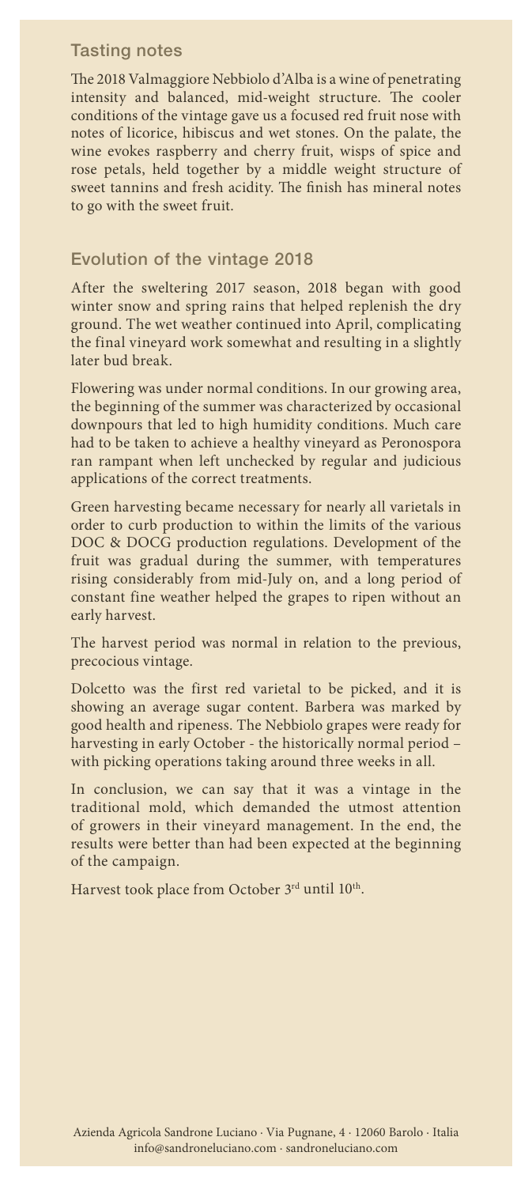## Tasting notes

The 2018 Valmaggiore Nebbiolo d'Alba is a wine of penetrating intensity and balanced, mid-weight structure. The cooler conditions of the vintage gave us a focused red fruit nose with notes of licorice, hibiscus and wet stones. On the palate, the wine evokes raspberry and cherry fruit, wisps of spice and rose petals, held together by a middle weight structure of sweet tannins and fresh acidity. The finish has mineral notes to go with the sweet fruit.

## Evolution of the vintage 2018

After the sweltering 2017 season, 2018 began with good winter snow and spring rains that helped replenish the dry ground. The wet weather continued into April, complicating the final vineyard work somewhat and resulting in a slightly later bud break.

Flowering was under normal conditions. In our growing area, the beginning of the summer was characterized by occasional downpours that led to high humidity conditions. Much care had to be taken to achieve a healthy vineyard as Peronospora ran rampant when left unchecked by regular and judicious applications of the correct treatments.

Green harvesting became necessary for nearly all varietals in order to curb production to within the limits of the various DOC & DOCG production regulations. Development of the fruit was gradual during the summer, with temperatures rising considerably from mid-July on, and a long period of constant fine weather helped the grapes to ripen without an early harvest.

The harvest period was normal in relation to the previous, precocious vintage.

Dolcetto was the first red varietal to be picked, and it is showing an average sugar content. Barbera was marked by good health and ripeness. The Nebbiolo grapes were ready for harvesting in early October - the historically normal period – with picking operations taking around three weeks in all.

In conclusion, we can say that it was a vintage in the traditional mold, which demanded the utmost attention of growers in their vineyard management. In the end, the results were better than had been expected at the beginning of the campaign.

Harvest took place from October 3rd until 10th.

Azienda Agricola Sandrone Luciano · Via Pugnane, 4 · 12060 Barolo · Italia
info@sandroneluciano.com · sandroneluciano.com